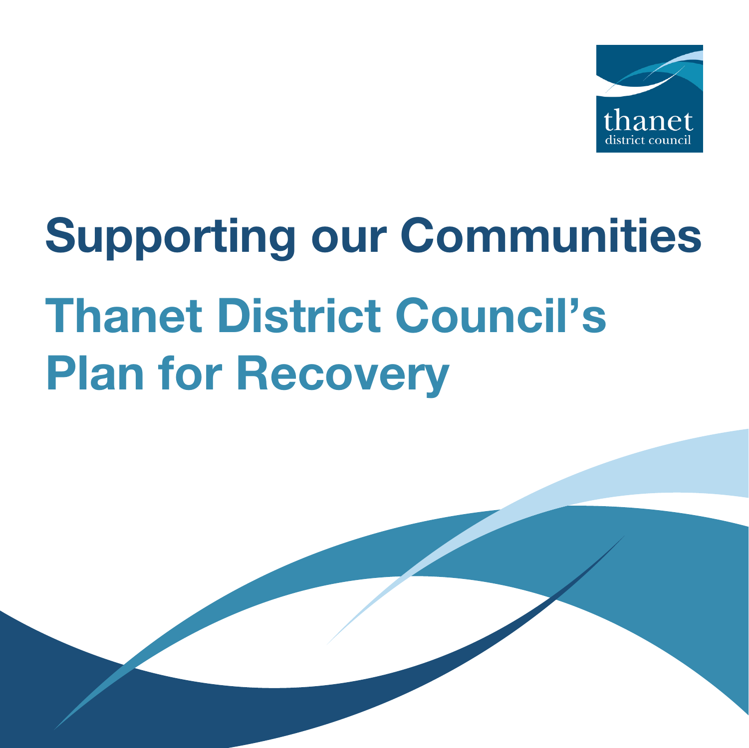# Supporting our Communities

## Thanet District Council's Plan for Recovery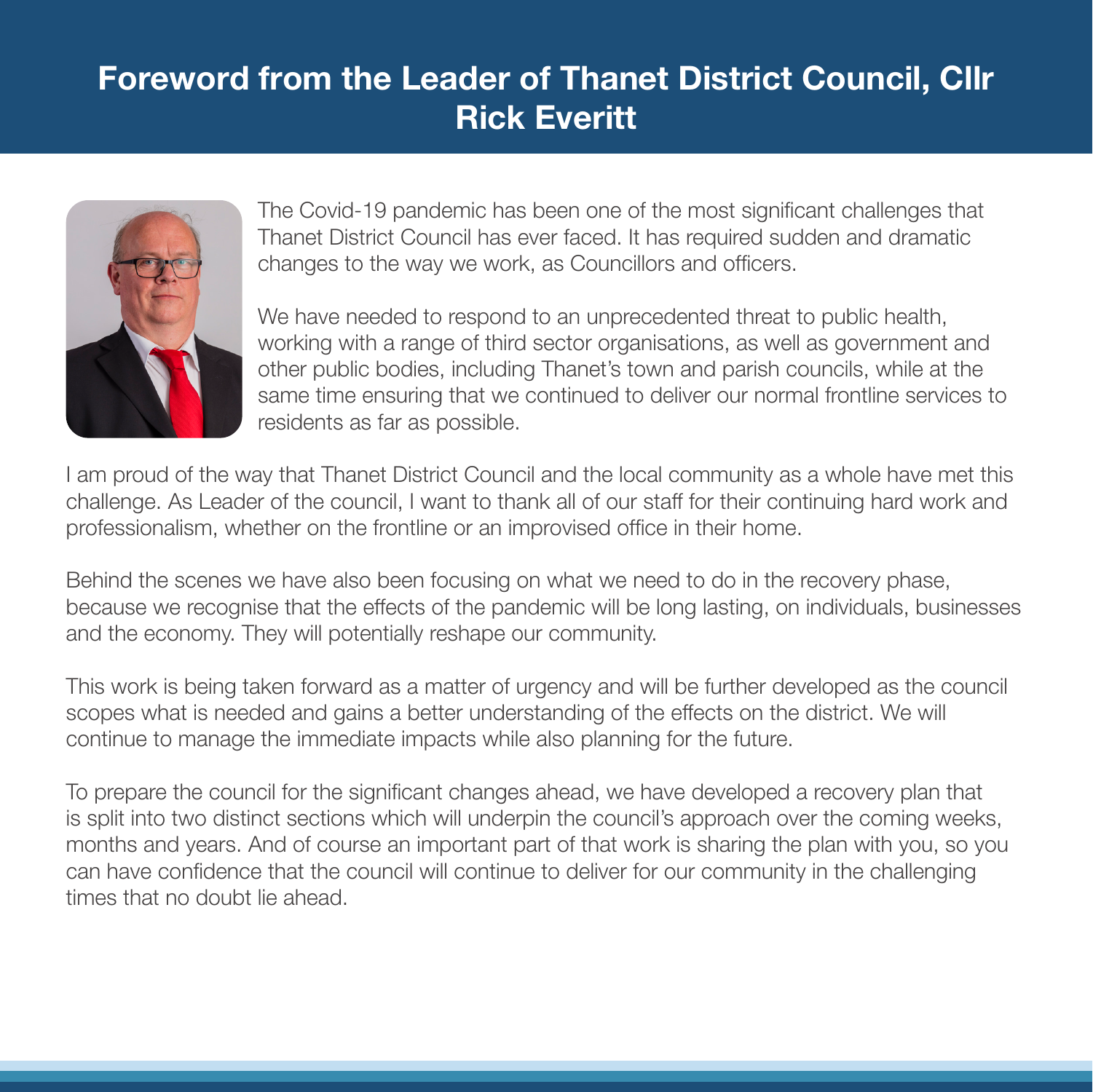# Foreword from the Leader of Thanet District Council, Cllr Rick Everitt

The Covid-19 pandemic has been one of the most significant challenges that Thanet District Council has ever faced. It has required sudden and dramatic changes to the way we work, as Councillors and officers.

We have needed to respond to an unprecedented threat to public health, working with a range of third sector organisations, as well as government and other public bodies, including Thanet's town and parish councils, while at the same time ensuring that we continued to deliver our normal frontline services to residents as far as possible.

I am proud of the way that Thanet District Council and the local community as a whole have met this challenge. As Leader of the council, I want to thank all of our staff for their continuing hard work and professionalism, whether on the frontline or an improvised office in their home.

Behind the scenes we have also been focusing on what we need to do in the recovery phase, because we recognise that the effects of the pandemic will be long lasting, on individuals, businesses and the economy. They will potentially reshape our community.

This work is being taken forward as a matter of urgency and will be further developed as the council scopes what is needed and gains a better understanding of the effects on the district. We will continue to manage the immediate impacts while also planning for the future.

To prepare the council for the significant changes ahead, we have developed a recovery plan that is split into two distinct sections which will underpin the council's approach over the coming weeks, months and years. And of course an important part of that work is sharing the plan with you, so you can have confidence that the council will continue to deliver for our community in the challenging times that no doubt lie ahead.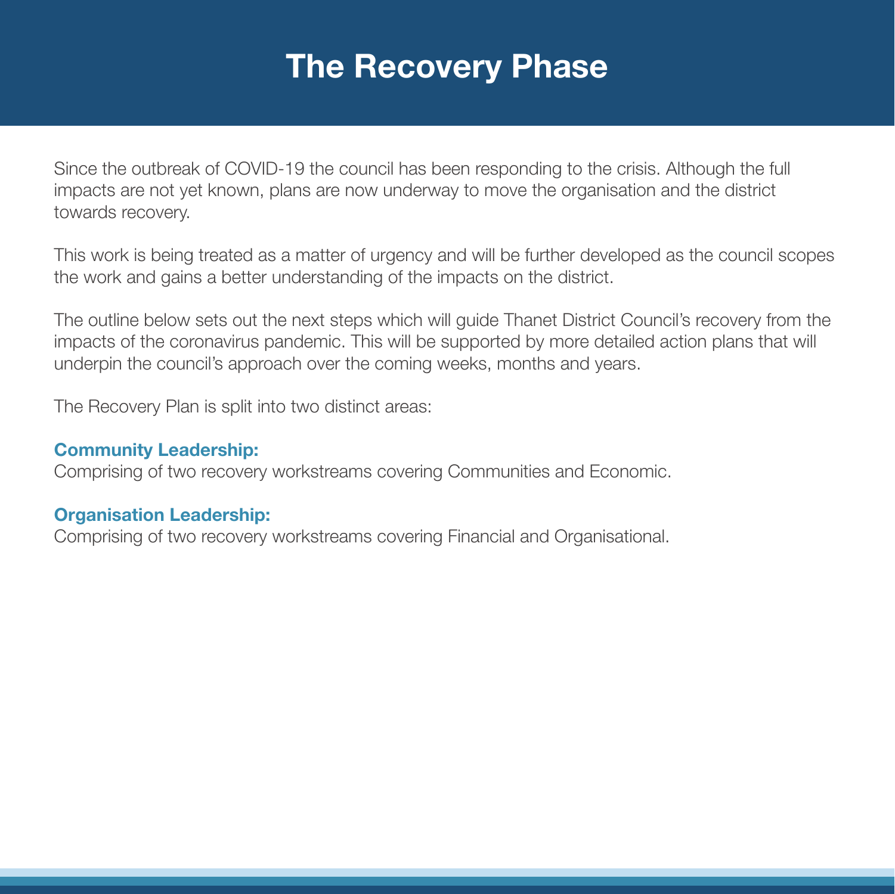# The Recovery Phase

Since the outbreak of COVID-19 the council has been responding to the crisis. Although the full impacts are not yet known, plans are now underway to move the organisation and the district towards recovery.

This work is being treated as a matter of urgency and will be further developed as the council scopes the work and gains a better understanding of the impacts on the district.

The outline below sets out the next steps which will guide Thanet District Council's recovery from the impacts of the coronavirus pandemic. This will be supported by more detailed action plans that will underpin the council's approach over the coming weeks, months and years.

The Recovery Plan is split into two distinct areas:

**Community Leadership:**
Comprising of two recovery workstreams covering Communities and Economic.

**Organisation Leadership:**
Comprising of two recovery workstreams covering Financial and Organisational.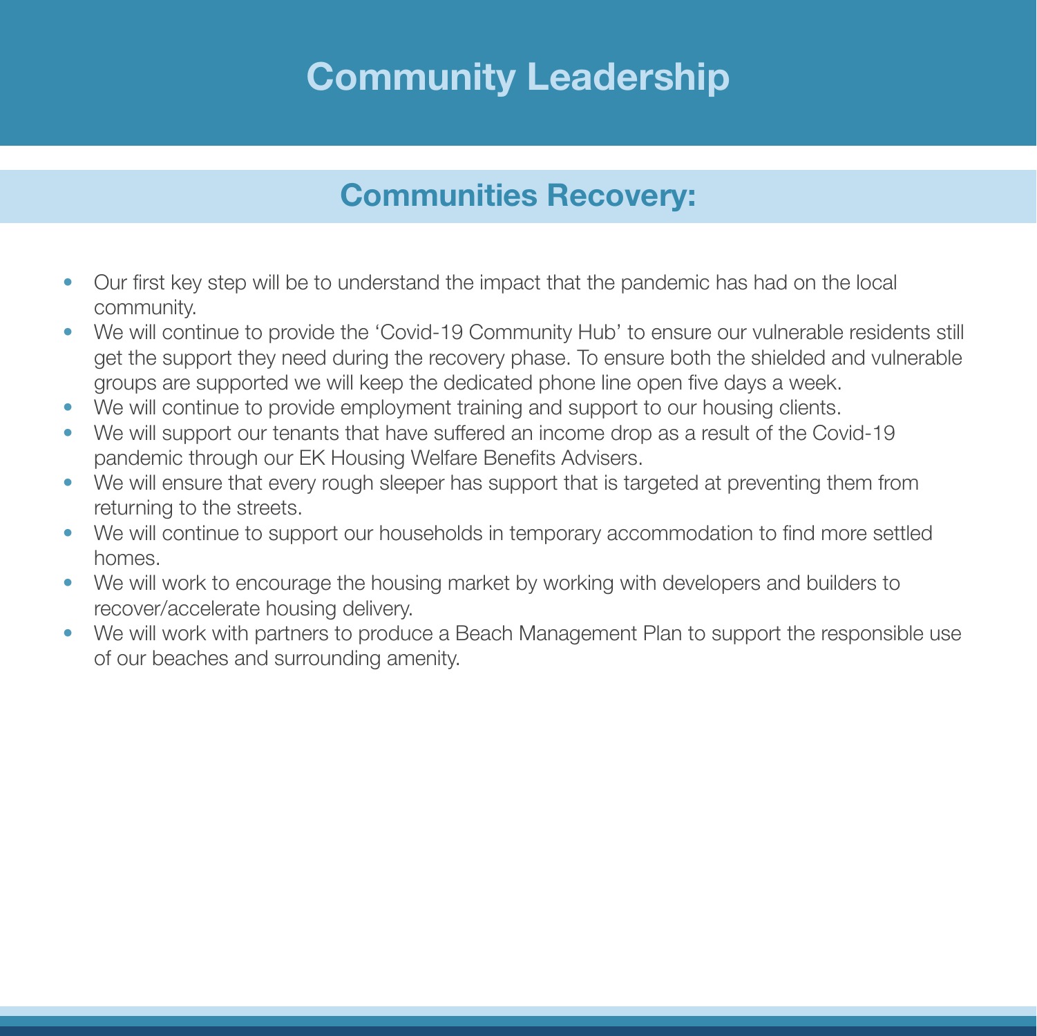# Community Leadership

## Communities Recovery:

- Our first key step will be to understand the impact that the pandemic has had on the local community.
- We will continue to provide the 'Covid-19 Community Hub' to ensure our vulnerable residents still get the support they need during the recovery phase. To ensure both the shielded and vulnerable groups are supported we will keep the dedicated phone line open five days a week.
- We will continue to provide employment training and support to our housing clients.
- We will support our tenants that have suffered an income drop as a result of the Covid-19 pandemic through our EK Housing Welfare Benefits Advisers.
- We will ensure that every rough sleeper has support that is targeted at preventing them from returning to the streets.
- We will continue to support our households in temporary accommodation to find more settled homes.
- We will work to encourage the housing market by working with developers and builders to recover/accelerate housing delivery.
- We will work with partners to produce a Beach Management Plan to support the responsible use of our beaches and surrounding amenity.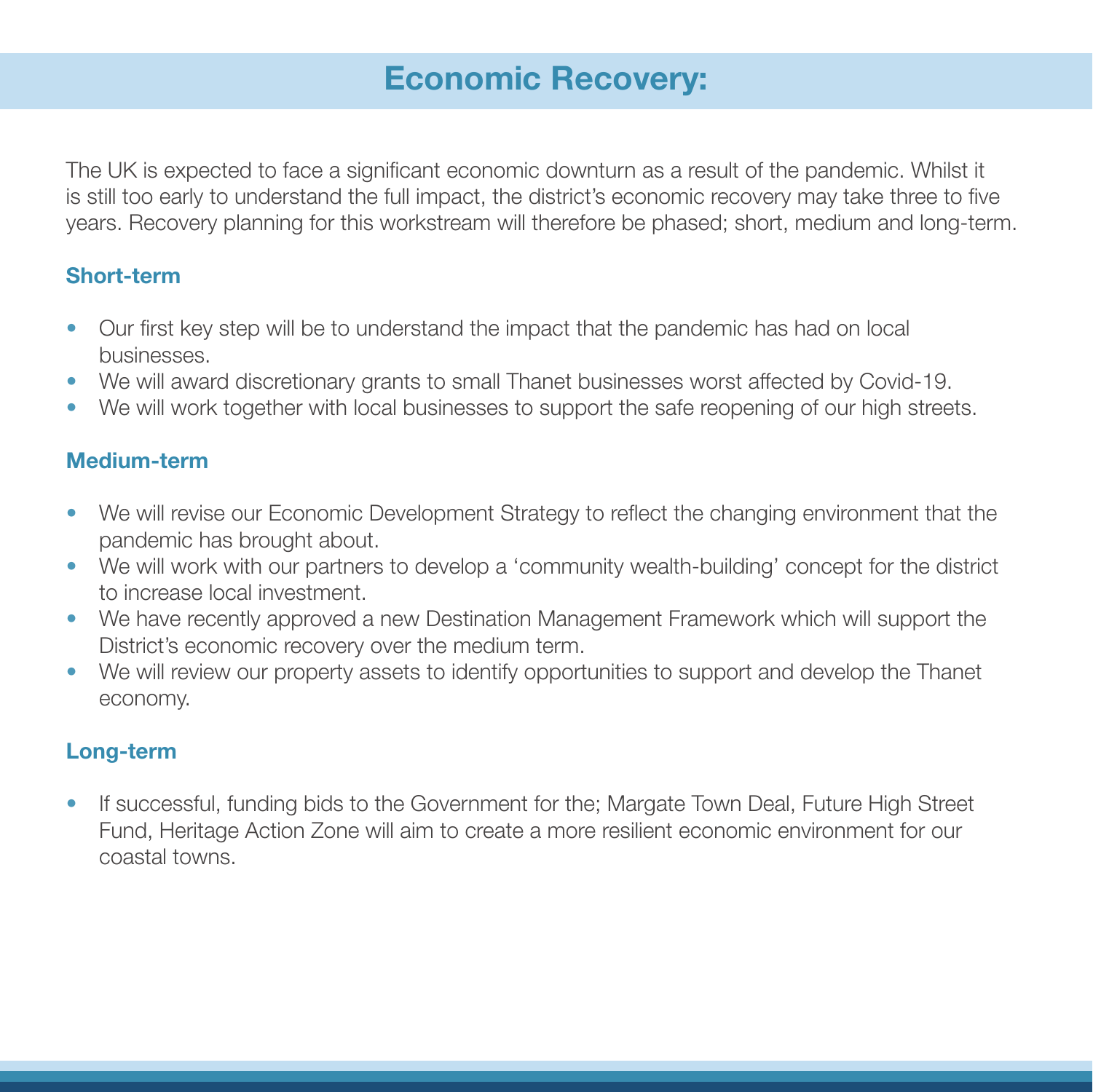# Economic Recovery:

The UK is expected to face a significant economic downturn as a result of the pandemic. Whilst it is still too early to understand the full impact, the district's economic recovery may take three to five years. Recovery planning for this workstream will therefore be phased; short, medium and long-term.

### Short-term

- Our first key step will be to understand the impact that the pandemic has had on local businesses.
- We will award discretionary grants to small Thanet businesses worst affected by Covid-19.
- We will work together with local businesses to support the safe reopening of our high streets.

### Medium-term

- We will revise our Economic Development Strategy to reflect the changing environment that the pandemic has brought about.
- We will work with our partners to develop a 'community wealth-building' concept for the district to increase local investment.
- We have recently approved a new Destination Management Framework which will support the District's economic recovery over the medium term.
- We will review our property assets to identify opportunities to support and develop the Thanet economy.

### Long-term

- If successful, funding bids to the Government for the; Margate Town Deal, Future High Street Fund, Heritage Action Zone will aim to create a more resilient economic environment for our coastal towns.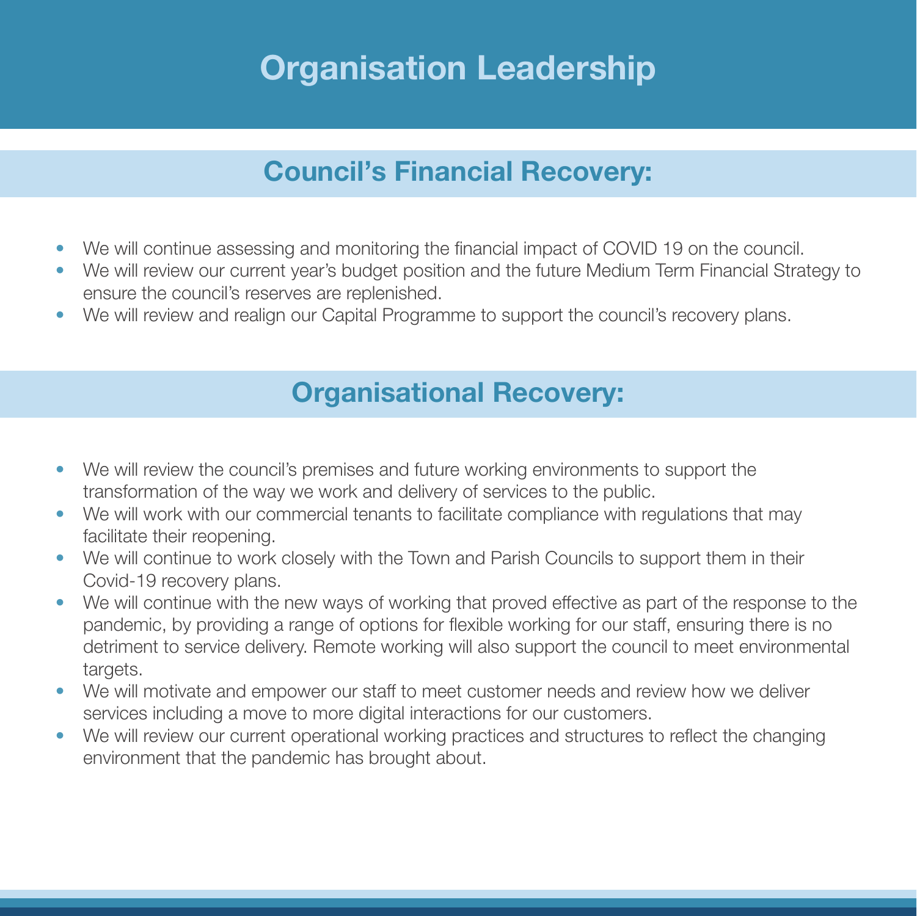# Organisation Leadership

## Council's Financial Recovery:

- We will continue assessing and monitoring the financial impact of COVID 19 on the council.
- We will review our current year's budget position and the future Medium Term Financial Strategy to ensure the council's reserves are replenished.
- We will review and realign our Capital Programme to support the council's recovery plans.

## Organisational Recovery:

- We will review the council's premises and future working environments to support the transformation of the way we work and delivery of services to the public.
- We will work with our commercial tenants to facilitate compliance with regulations that may facilitate their reopening.
- We will continue to work closely with the Town and Parish Councils to support them in their Covid-19 recovery plans.
- We will continue with the new ways of working that proved effective as part of the response to the pandemic, by providing a range of options for flexible working for our staff, ensuring there is no detriment to service delivery. Remote working will also support the council to meet environmental targets.
- We will motivate and empower our staff to meet customer needs and review how we deliver services including a move to more digital interactions for our customers.
- We will review our current operational working practices and structures to reflect the changing environment that the pandemic has brought about.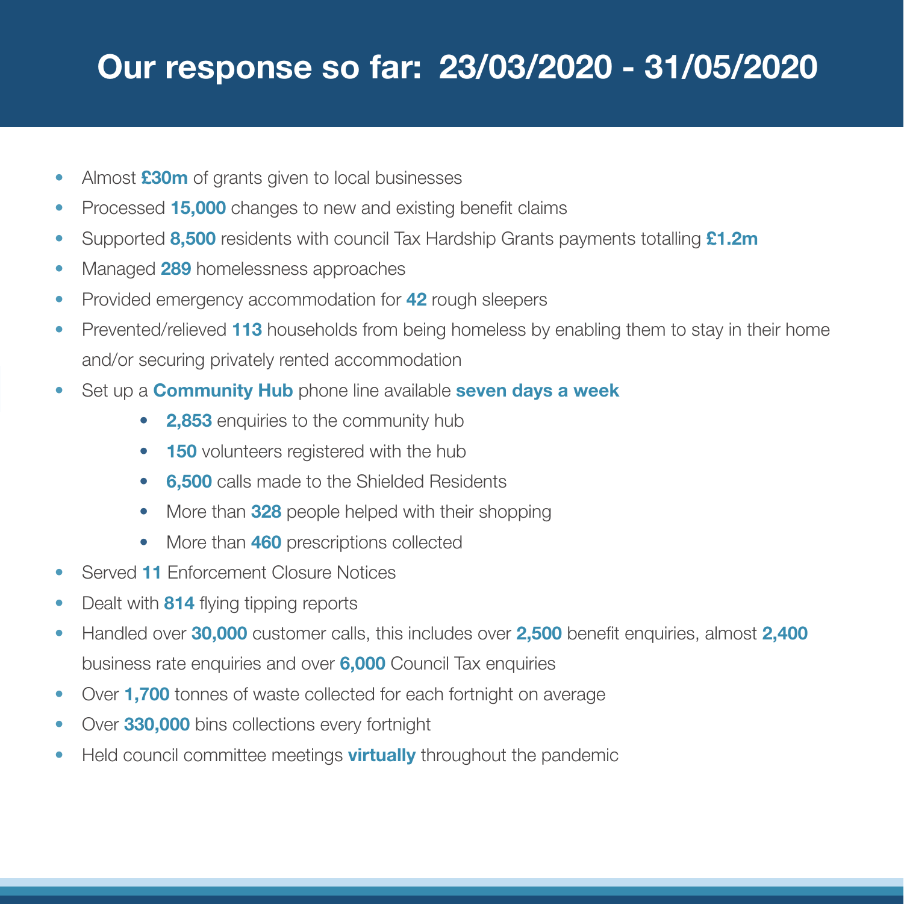# Our response so far: 23/03/2020 - 31/05/2020

- Almost **£30m** of grants given to local businesses
- Processed **15,000** changes to new and existing benefit claims
- Supported **8,500** residents with council Tax Hardship Grants payments totalling **£1.2m**
- Managed **289** homelessness approaches
- Provided emergency accommodation for **42** rough sleepers
- Prevented/relieved **113** households from being homeless by enabling them to stay in their home and/or securing privately rented accommodation
- Set up a **Community Hub** phone line available **seven days a week**
    - **2,853** enquiries to the community hub
    - **150** volunteers registered with the hub
    - **6,500** calls made to the Shielded Residents
    - More than **328** people helped with their shopping
    - More than **460** prescriptions collected
- Served **11** Enforcement Closure Notices
- Dealt with **814** flying tipping reports
- Handled over **30,000** customer calls, this includes over **2,500** benefit enquiries, almost **2,400** business rate enquiries and over **6,000** Council Tax enquiries
- Over **1,700** tonnes of waste collected for each fortnight on average
- Over **330,000** bins collections every fortnight
- Held council committee meetings **virtually** throughout the pandemic